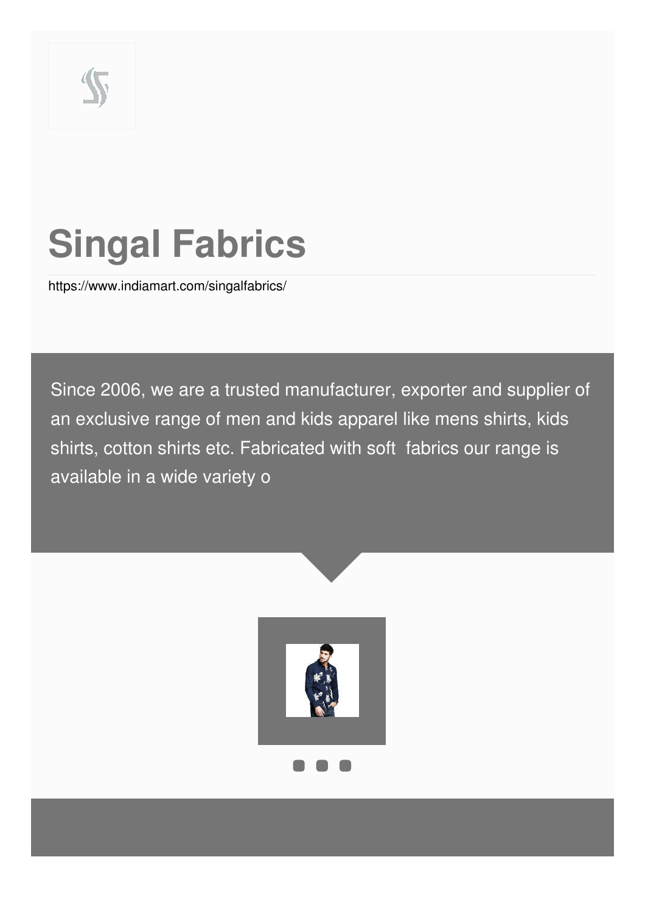# Singal Fabrics

https://www.indiamart.com/singalfabrics/

Since 2006, we are a trusted manufacturer, exporter and supplier of an exclusive range of men and kids apparel like mens shirts, kids shirts, cotton shirts etc. Fabricated with soft fabrics our range is available in a wide variety o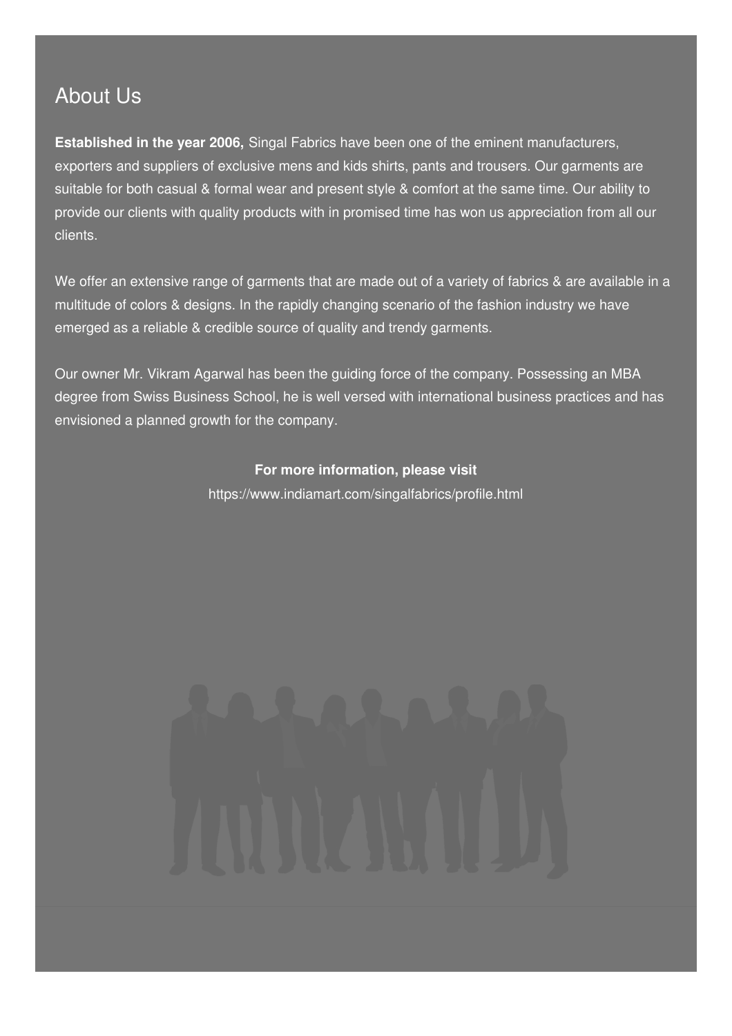## About Us

**Established in the year 2006,** Singal Fabrics have been one of the eminent manufacturers, exporters and suppliers of exclusive mens and kids shirts, pants and trousers. Our garments are suitable for both casual & formal wear and present style & comfort at the same time. Our ability to provide our clients with quality products with in promised time has won us appreciation from all our clients.

We offer an extensive range of garments that are made out of a variety of fabrics & are available in a multitude of colors & designs. In the rapidly changing scenario of the fashion industry we have emerged as a reliable & credible source of quality and trendy garments.

Our owner Mr. Vikram Agarwal has been the guiding force of the company. Possessing an MBA degree from Swiss Business School, he is well versed with international business practices and has envisioned a planned growth for the company.

**For more information, please visit**

https://www.indiamart.com/singalfabrics/profile.html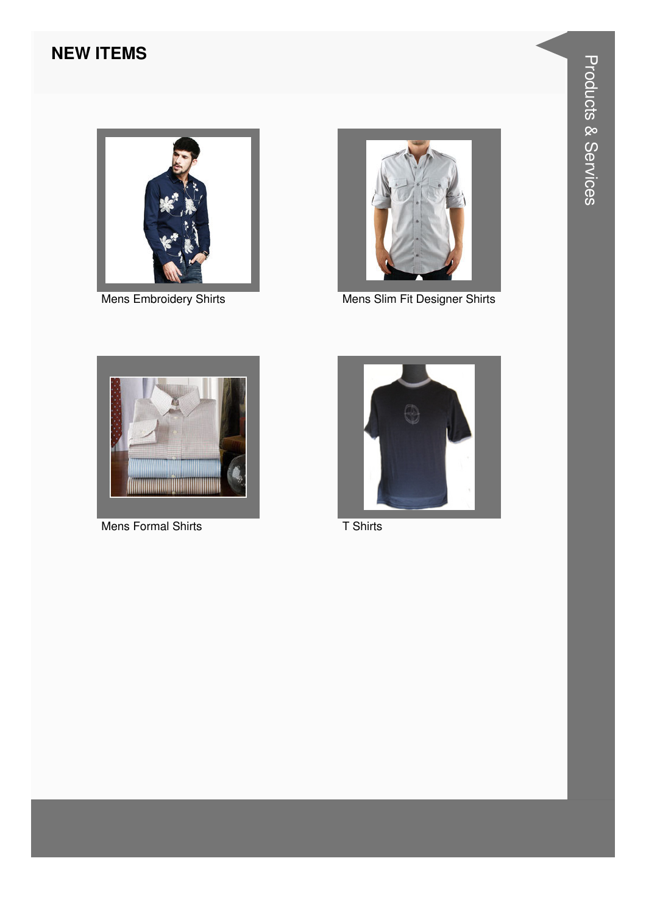## NEW ITEMS

Products & Services

Mens Embroidery Shirts

Mens Slim Fit Designer Shirts

Mens Formal Shirts

T Shirts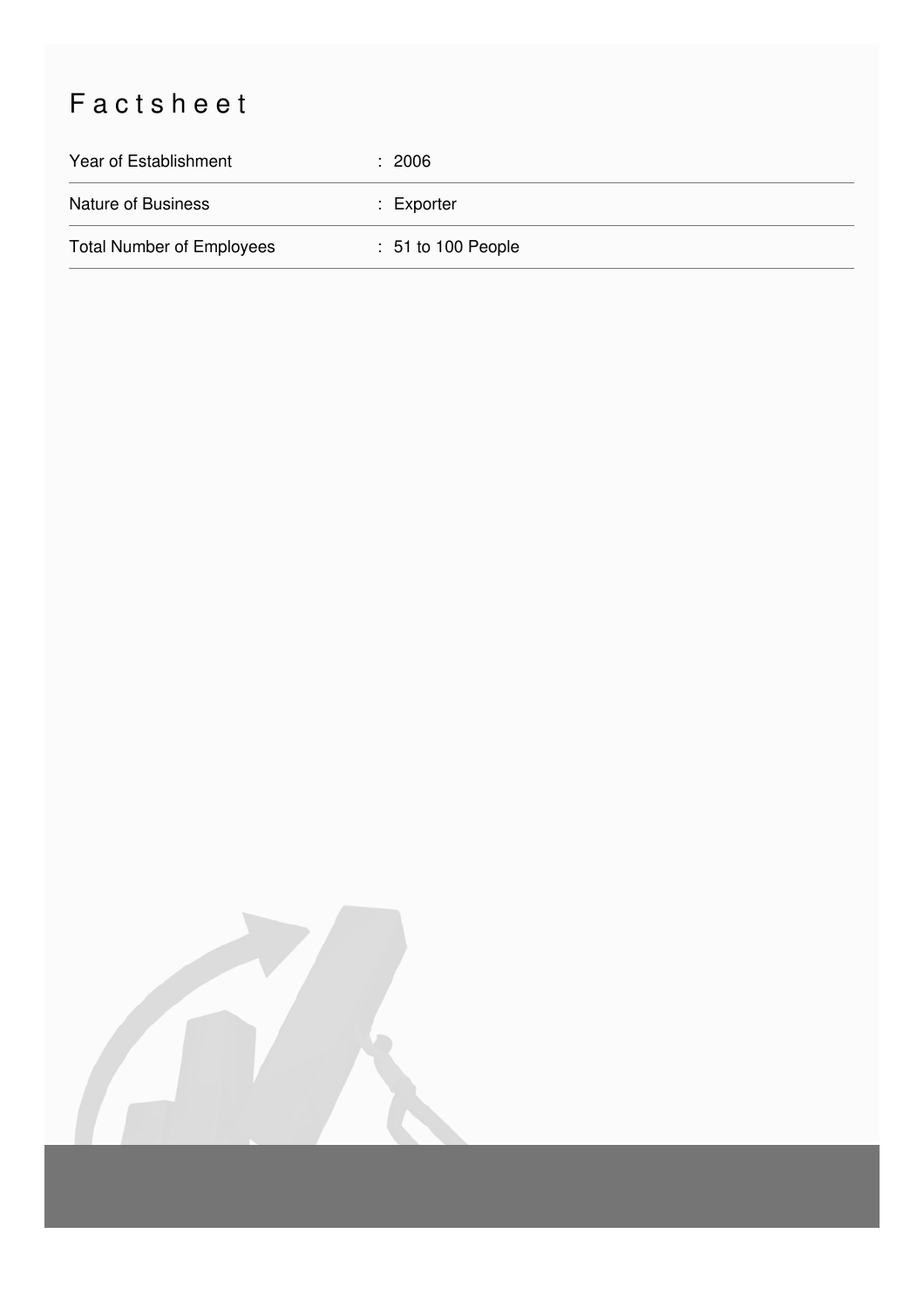# Factsheet

| | |
|---|---|
| Year of Establishment | : 2006 |
| Nature of Business | : Exporter |
| Total Number of Employees | : 51 to 100 People |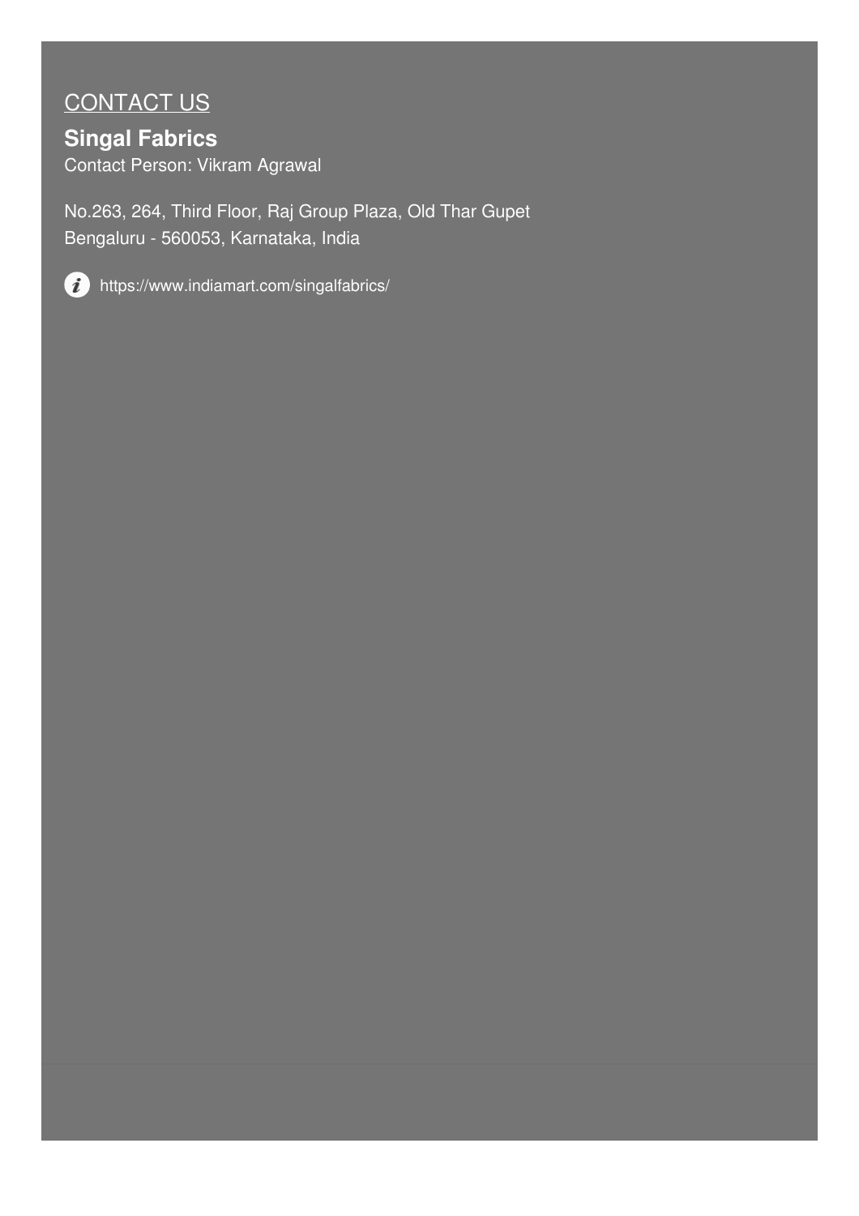## CONTACT US

### Singal Fabrics

Contact Person: Vikram Agrawal

No.263, 264, Third Floor, Raj Group Plaza, Old Thar Gupet
Bengaluru - 560053, Karnataka, India

https://www.indiamart.com/singalfabrics/